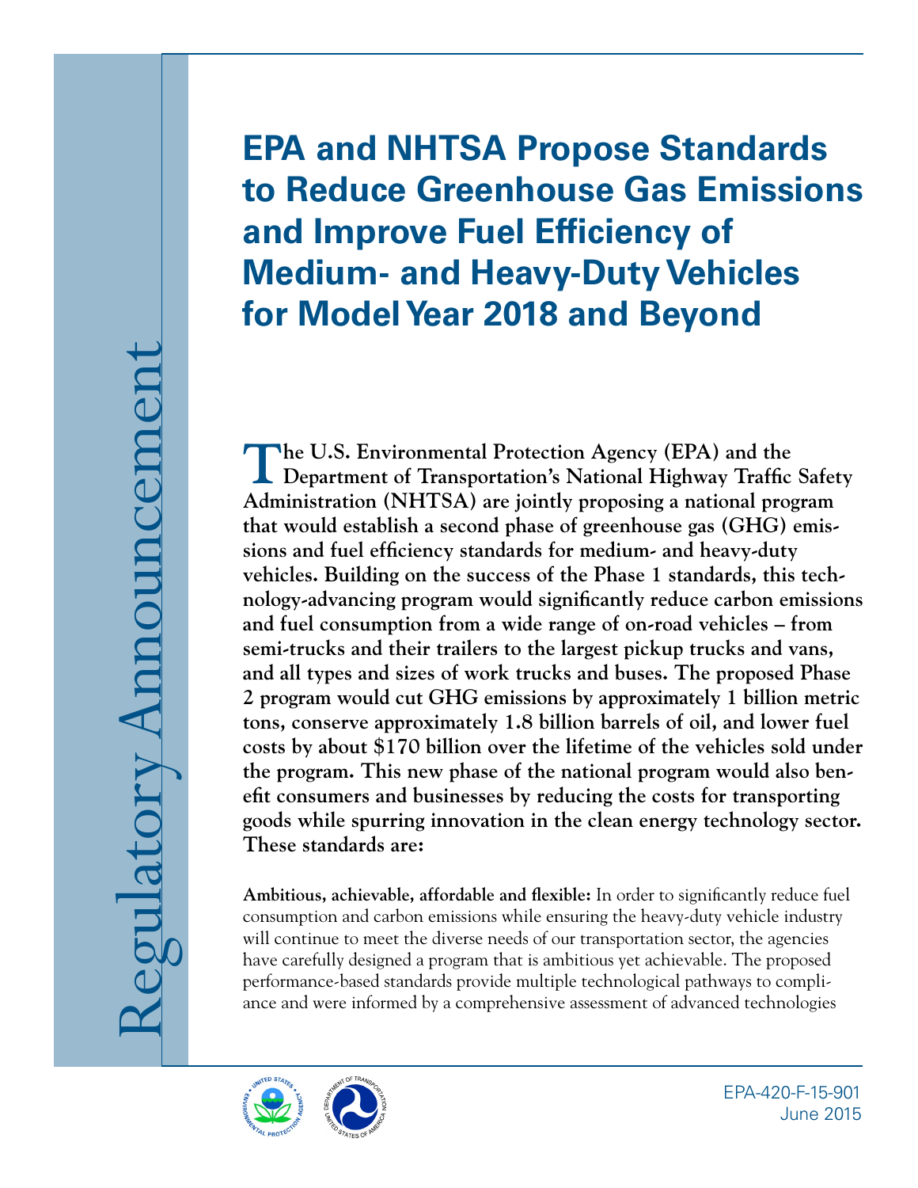Regulatory Announcement

# EPA and NHTSA Propose Standards to Reduce Greenhouse Gas Emissions and Improve Fuel Efficiency of Medium- and Heavy-Duty Vehicles for Model Year 2018 and Beyond

**The U.S. Environmental Protection Agency (EPA) and the Department of Transportation's National Highway Traffic Safety Administration (NHTSA) are jointly proposing a national program that would establish a second phase of greenhouse gas (GHG) emissions and fuel efficiency standards for medium- and heavy-duty vehicles. Building on the success of the Phase 1 standards, this technology-advancing program would significantly reduce carbon emissions and fuel consumption from a wide range of on-road vehicles – from semi-trucks and their trailers to the largest pickup trucks and vans, and all types and sizes of work trucks and buses. The proposed Phase 2 program would cut GHG emissions by approximately 1 billion metric tons, conserve approximately 1.8 billion barrels of oil, and lower fuel costs by about $170 billion over the lifetime of the vehicles sold under the program. This new phase of the national program would also benefit consumers and businesses by reducing the costs for transporting goods while spurring innovation in the clean energy technology sector. These standards are:**

**Ambitious, achievable, affordable and flexible:** In order to significantly reduce fuel consumption and carbon emissions while ensuring the heavy-duty vehicle industry will continue to meet the diverse needs of our transportation sector, the agencies have carefully designed a program that is ambitious yet achievable. The proposed performance-based standards provide multiple technological pathways to compliance and were informed by a comprehensive assessment of advanced technologies

EPA-420-F-15-901
June 2015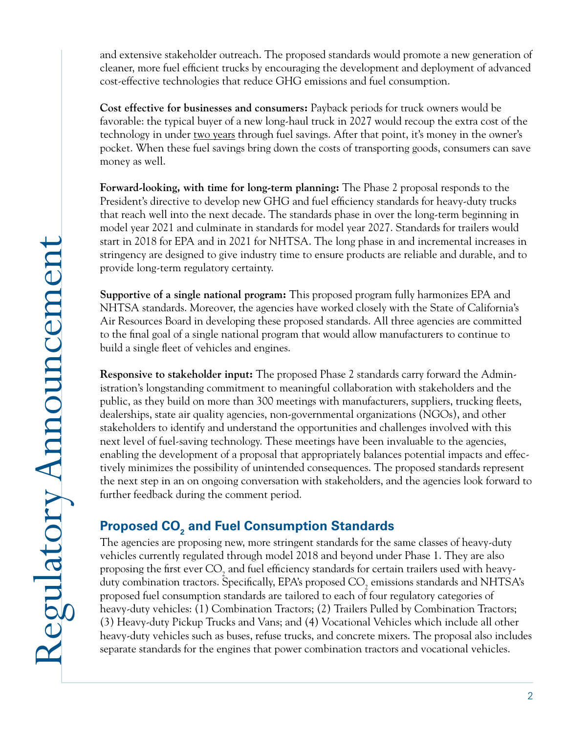and extensive stakeholder outreach. The proposed standards would promote a new generation of cleaner, more fuel efficient trucks by encouraging the development and deployment of advanced cost-effective technologies that reduce GHG emissions and fuel consumption.

**Cost effective for businesses and consumers:** Payback periods for truck owners would be favorable: the typical buyer of a new long-haul truck in 2027 would recoup the extra cost of the technology in under two years through fuel savings. After that point, it's money in the owner's pocket. When these fuel savings bring down the costs of transporting goods, consumers can save money as well.

**Forward-looking, with time for long-term planning:** The Phase 2 proposal responds to the President's directive to develop new GHG and fuel efficiency standards for heavy-duty trucks that reach well into the next decade. The standards phase in over the long-term beginning in model year 2021 and culminate in standards for model year 2027. Standards for trailers would start in 2018 for EPA and in 2021 for NHTSA. The long phase in and incremental increases in stringency are designed to give industry time to ensure products are reliable and durable, and to provide long-term regulatory certainty.

**Supportive of a single national program:** This proposed program fully harmonizes EPA and NHTSA standards. Moreover, the agencies have worked closely with the State of California's Air Resources Board in developing these proposed standards. All three agencies are committed to the final goal of a single national program that would allow manufacturers to continue to build a single fleet of vehicles and engines.

**Responsive to stakeholder input:** The proposed Phase 2 standards carry forward the Administration's longstanding commitment to meaningful collaboration with stakeholders and the public, as they build on more than 300 meetings with manufacturers, suppliers, trucking fleets, dealerships, state air quality agencies, non-governmental organizations (NGOs), and other stakeholders to identify and understand the opportunities and challenges involved with this next level of fuel-saving technology. These meetings have been invaluable to the agencies, enabling the development of a proposal that appropriately balances potential impacts and effectively minimizes the possibility of unintended consequences. The proposed standards represent the next step in an on ongoing conversation with stakeholders, and the agencies look forward to further feedback during the comment period.

## Proposed $CO_2$ and Fuel Consumption Standards

The agencies are proposing new, more stringent standards for the same classes of heavy-duty vehicles currently regulated through model 2018 and beyond under Phase 1. They are also proposing the first ever $CO_2$ and fuel efficiency standards for certain trailers used with heavy-duty combination tractors. Specifically, EPA's proposed $CO_2$ emissions standards and NHTSA's proposed fuel consumption standards are tailored to each of four regulatory categories of heavy-duty vehicles: (1) Combination Tractors; (2) Trailers Pulled by Combination Tractors; (3) Heavy-duty Pickup Trucks and Vans; and (4) Vocational Vehicles which include all other heavy-duty vehicles such as buses, refuse trucks, and concrete mixers. The proposal also includes separate standards for the engines that power combination tractors and vocational vehicles.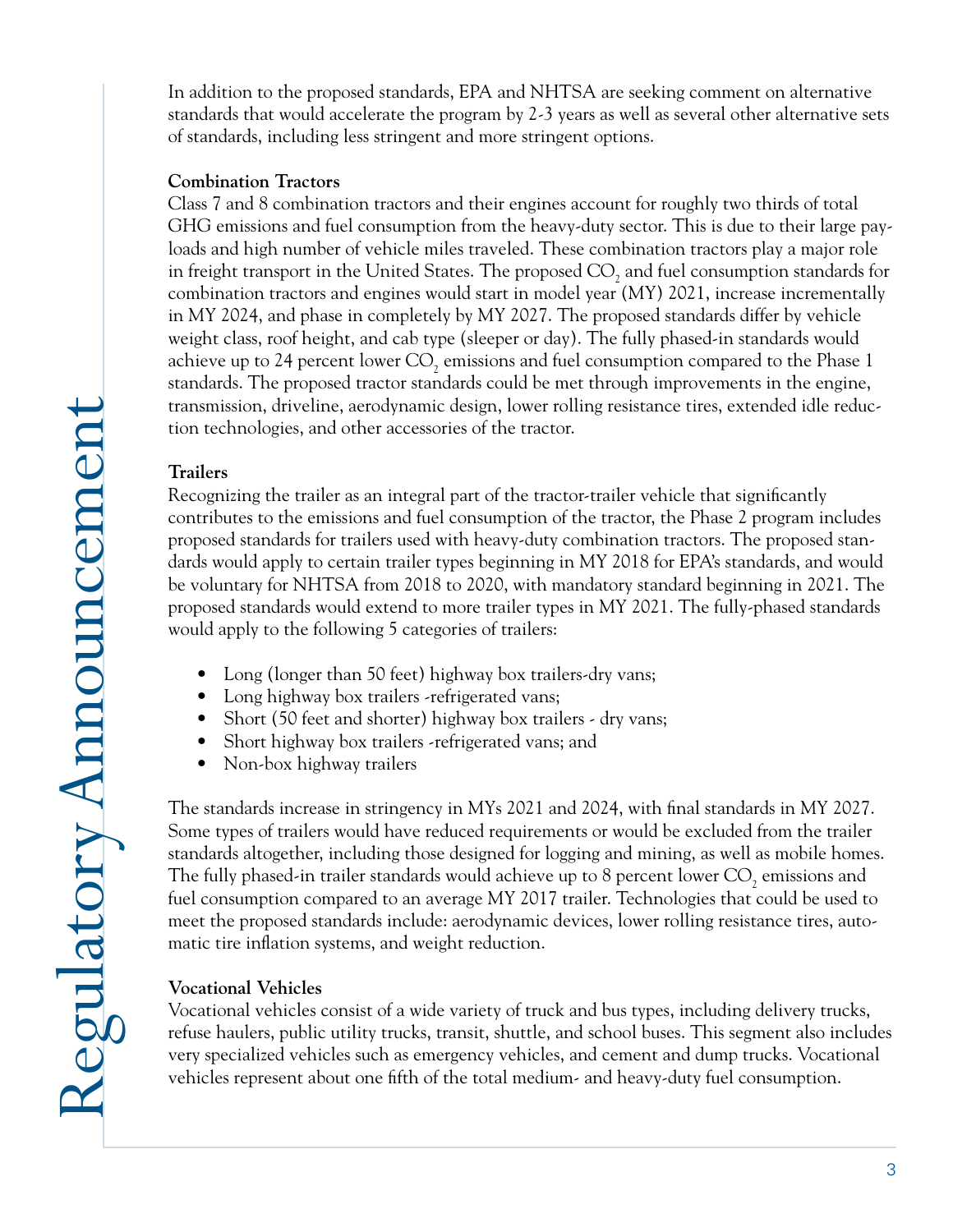In addition to the proposed standards, EPA and NHTSA are seeking comment on alternative standards that would accelerate the program by 2-3 years as well as several other alternative sets of standards, including less stringent and more stringent options.

**Combination Tractors**

Class 7 and 8 combination tractors and their engines account for roughly two thirds of total GHG emissions and fuel consumption from the heavy-duty sector. This is due to their large payloads and high number of vehicle miles traveled. These combination tractors play a major role in freight transport in the United States. The proposed $CO_2$ and fuel consumption standards for combination tractors and engines would start in model year (MY) 2021, increase incrementally in MY 2024, and phase in completely by MY 2027. The proposed standards differ by vehicle weight class, roof height, and cab type (sleeper or day). The fully phased-in standards would achieve up to 24 percent lower $CO_2$ emissions and fuel consumption compared to the Phase 1 standards. The proposed tractor standards could be met through improvements in the engine, transmission, driveline, aerodynamic design, lower rolling resistance tires, extended idle reduction technologies, and other accessories of the tractor.

**Trailers**

Recognizing the trailer as an integral part of the tractor-trailer vehicle that significantly contributes to the emissions and fuel consumption of the tractor, the Phase 2 program includes proposed standards for trailers used with heavy-duty combination tractors. The proposed standards would apply to certain trailer types beginning in MY 2018 for EPA's standards, and would be voluntary for NHTSA from 2018 to 2020, with mandatory standard beginning in 2021. The proposed standards would extend to more trailer types in MY 2021. The fully-phased standards would apply to the following 5 categories of trailers:

- Long (longer than 50 feet) highway box trailers-dry vans;
- Long highway box trailers -refrigerated vans;
- Short (50 feet and shorter) highway box trailers - dry vans;
- Short highway box trailers -refrigerated vans; and
- Non-box highway trailers

The standards increase in stringency in MYs 2021 and 2024, with final standards in MY 2027. Some types of trailers would have reduced requirements or would be excluded from the trailer standards altogether, including those designed for logging and mining, as well as mobile homes. The fully phased-in trailer standards would achieve up to 8 percent lower $CO_2$ emissions and fuel consumption compared to an average MY 2017 trailer. Technologies that could be used to meet the proposed standards include: aerodynamic devices, lower rolling resistance tires, automatic tire inflation systems, and weight reduction.

**Vocational Vehicles**

Vocational vehicles consist of a wide variety of truck and bus types, including delivery trucks, refuse haulers, public utility trucks, transit, shuttle, and school buses. This segment also includes very specialized vehicles such as emergency vehicles, and cement and dump trucks. Vocational vehicles represent about one fifth of the total medium- and heavy-duty fuel consumption.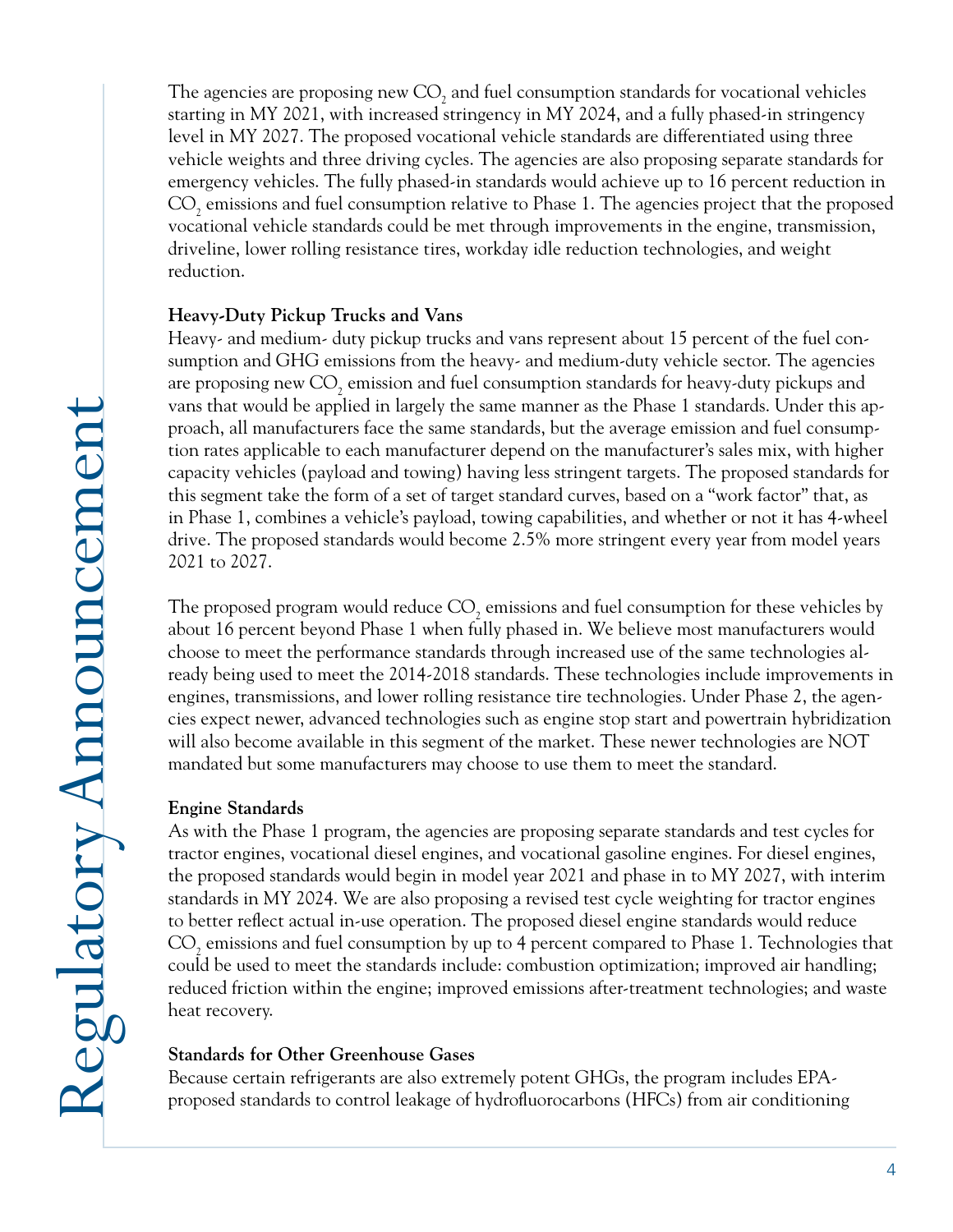The agencies are proposing new $CO_2$ and fuel consumption standards for vocational vehicles starting in MY 2021, with increased stringency in MY 2024, and a fully phased-in stringency level in MY 2027. The proposed vocational vehicle standards are differentiated using three vehicle weights and three driving cycles. The agencies are also proposing separate standards for emergency vehicles. The fully phased-in standards would achieve up to 16 percent reduction in $CO_2$ emissions and fuel consumption relative to Phase 1. The agencies project that the proposed vocational vehicle standards could be met through improvements in the engine, transmission, driveline, lower rolling resistance tires, workday idle reduction technologies, and weight reduction.

**Heavy-Duty Pickup Trucks and Vans**

Heavy- and medium- duty pickup trucks and vans represent about 15 percent of the fuel consumption and GHG emissions from the heavy- and medium-duty vehicle sector. The agencies are proposing new $CO_2$ emission and fuel consumption standards for heavy-duty pickups and vans that would be applied in largely the same manner as the Phase 1 standards. Under this approach, all manufacturers face the same standards, but the average emission and fuel consumption rates applicable to each manufacturer depend on the manufacturer's sales mix, with higher capacity vehicles (payload and towing) having less stringent targets. The proposed standards for this segment take the form of a set of target standard curves, based on a "work factor" that, as in Phase 1, combines a vehicle's payload, towing capabilities, and whether or not it has 4-wheel drive. The proposed standards would become 2.5% more stringent every year from model years 2021 to 2027.

The proposed program would reduce $CO_2$ emissions and fuel consumption for these vehicles by about 16 percent beyond Phase 1 when fully phased in. We believe most manufacturers would choose to meet the performance standards through increased use of the same technologies already being used to meet the 2014-2018 standards. These technologies include improvements in engines, transmissions, and lower rolling resistance tire technologies. Under Phase 2, the agencies expect newer, advanced technologies such as engine stop start and powertrain hybridization will also become available in this segment of the market. These newer technologies are NOT mandated but some manufacturers may choose to use them to meet the standard.

**Engine Standards**

As with the Phase 1 program, the agencies are proposing separate standards and test cycles for tractor engines, vocational diesel engines, and vocational gasoline engines. For diesel engines, the proposed standards would begin in model year 2021 and phase in to MY 2027, with interim standards in MY 2024. We are also proposing a revised test cycle weighting for tractor engines to better reflect actual in-use operation. The proposed diesel engine standards would reduce $CO_2$ emissions and fuel consumption by up to 4 percent compared to Phase 1. Technologies that could be used to meet the standards include: combustion optimization; improved air handling; reduced friction within the engine; improved emissions after-treatment technologies; and waste heat recovery.

**Standards for Other Greenhouse Gases**

Because certain refrigerants are also extremely potent GHGs, the program includes EPA-proposed standards to control leakage of hydrofluorocarbons (HFCs) from air conditioning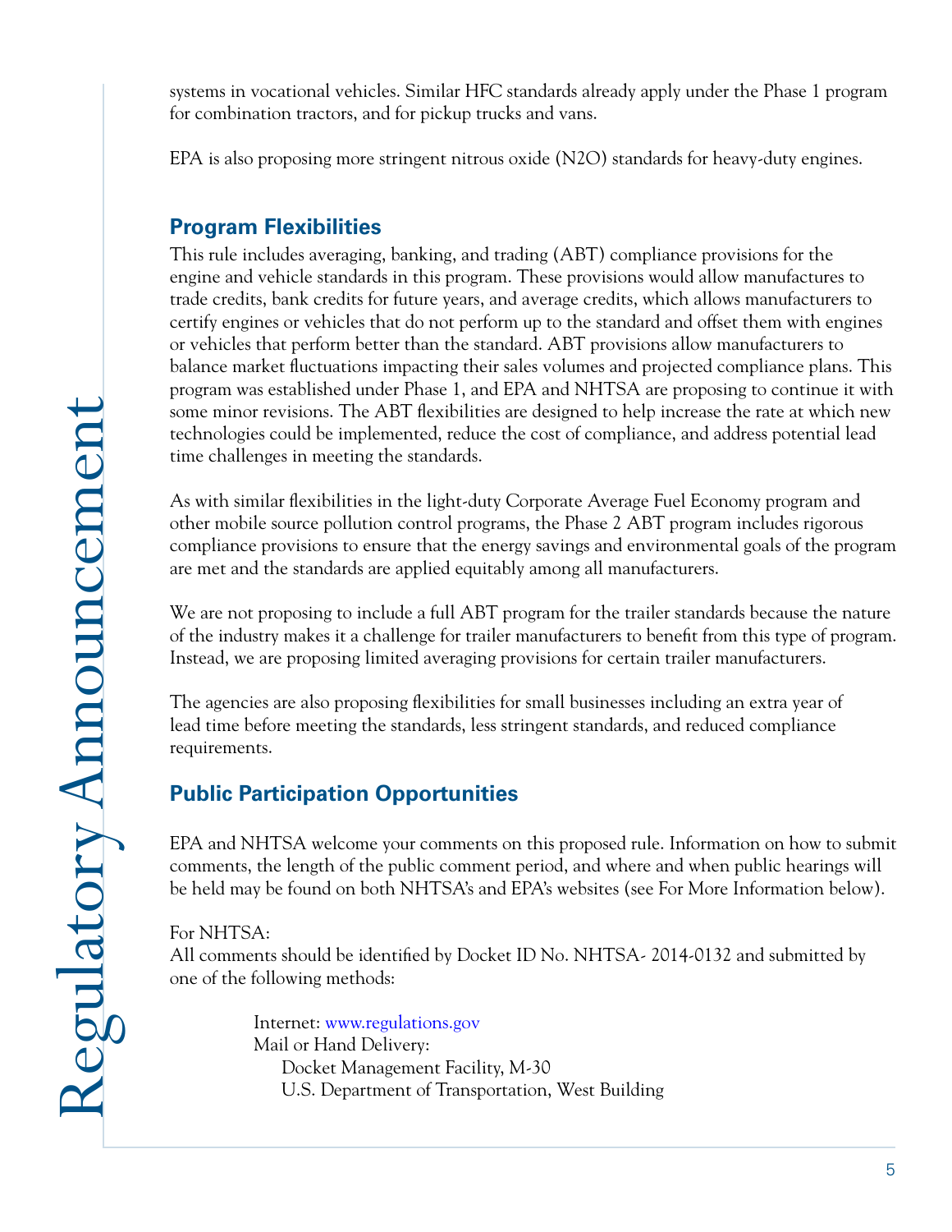systems in vocational vehicles. Similar HFC standards already apply under the Phase 1 program for combination tractors, and for pickup trucks and vans.

EPA is also proposing more stringent nitrous oxide ($N_2O$) standards for heavy-duty engines.

## Program Flexibilities

This rule includes averaging, banking, and trading (ABT) compliance provisions for the engine and vehicle standards in this program. These provisions would allow manufactures to trade credits, bank credits for future years, and average credits, which allows manufacturers to certify engines or vehicles that do not perform up to the standard and offset them with engines or vehicles that perform better than the standard. ABT provisions allow manufacturers to balance market fluctuations impacting their sales volumes and projected compliance plans. This program was established under Phase 1, and EPA and NHTSA are proposing to continue it with some minor revisions. The ABT flexibilities are designed to help increase the rate at which new technologies could be implemented, reduce the cost of compliance, and address potential lead time challenges in meeting the standards.

As with similar flexibilities in the light-duty Corporate Average Fuel Economy program and other mobile source pollution control programs, the Phase 2 ABT program includes rigorous compliance provisions to ensure that the energy savings and environmental goals of the program are met and the standards are applied equitably among all manufacturers.

We are not proposing to include a full ABT program for the trailer standards because the nature of the industry makes it a challenge for trailer manufacturers to benefit from this type of program. Instead, we are proposing limited averaging provisions for certain trailer manufacturers.

The agencies are also proposing flexibilities for small businesses including an extra year of lead time before meeting the standards, less stringent standards, and reduced compliance requirements.

## Public Participation Opportunities

EPA and NHTSA welcome your comments on this proposed rule. Information on how to submit comments, the length of the public comment period, and where and when public hearings will be held may be found on both NHTSA's and EPA's websites (see For More Information below).

For NHTSA:
All comments should be identified by Docket ID No. NHTSA- 2014-0132 and submitted by one of the following methods:

Internet: www.regulations.gov
Mail or Hand Delivery:
Docket Management Facility, M-30
U.S. Department of Transportation, West Building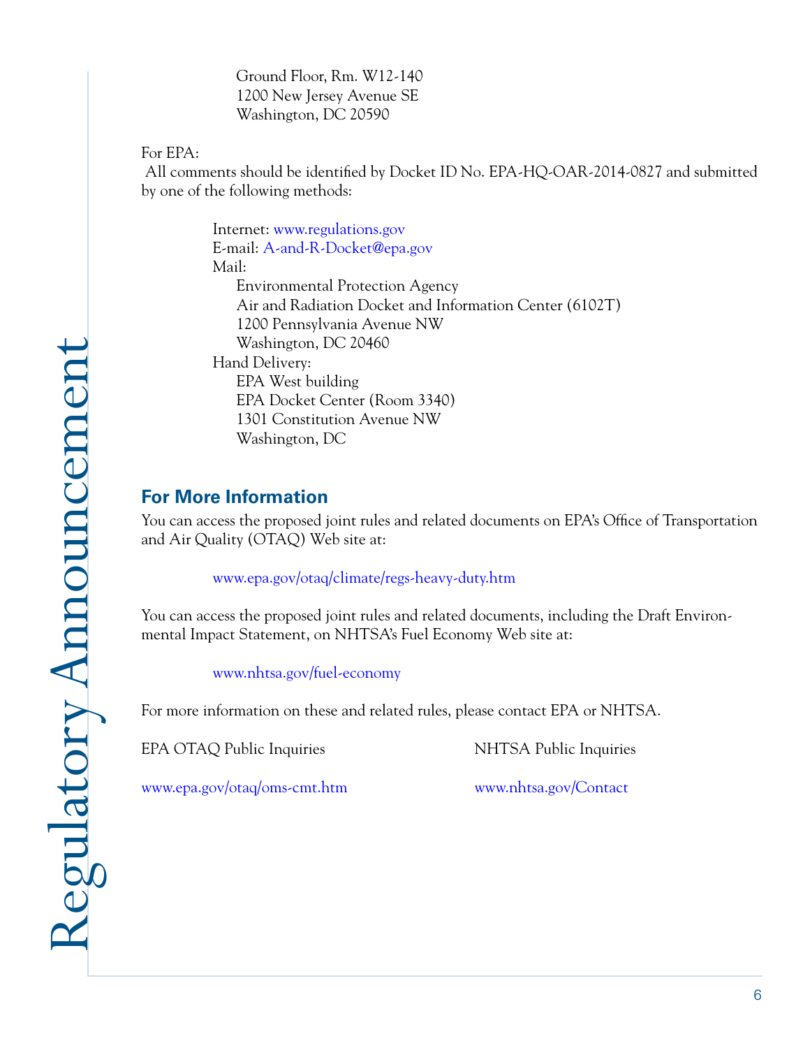Ground Floor, Rm. W12-140
1200 New Jersey Avenue SE
Washington, DC 20590

For EPA:
All comments should be identified by Docket ID No. EPA-HQ-OAR-2014-0827 and submitted by one of the following methods:

Internet: www.regulations.gov
E-mail: A-and-R-Docket@epa.gov
Mail:
Environmental Protection Agency
Air and Radiation Docket and Information Center (6102T)
1200 Pennsylvania Avenue NW
Washington, DC 20460
Hand Delivery:
EPA West building
EPA Docket Center (Room 3340)
1301 Constitution Avenue NW
Washington, DC

## For More Information

You can access the proposed joint rules and related documents on EPA's Office of Transportation and Air Quality (OTAQ) Web site at:

www.epa.gov/otaq/climate/regs-heavy-duty.htm

You can access the proposed joint rules and related documents, including the Draft Environmental Impact Statement, on NHTSA's Fuel Economy Web site at:

www.nhtsa.gov/fuel-economy

For more information on these and related rules, please contact EPA or NHTSA.

EPA OTAQ Public Inquiries

www.epa.gov/otaq/oms-cmt.htm

NHTSA Public Inquiries

www.nhtsa.gov/Contact